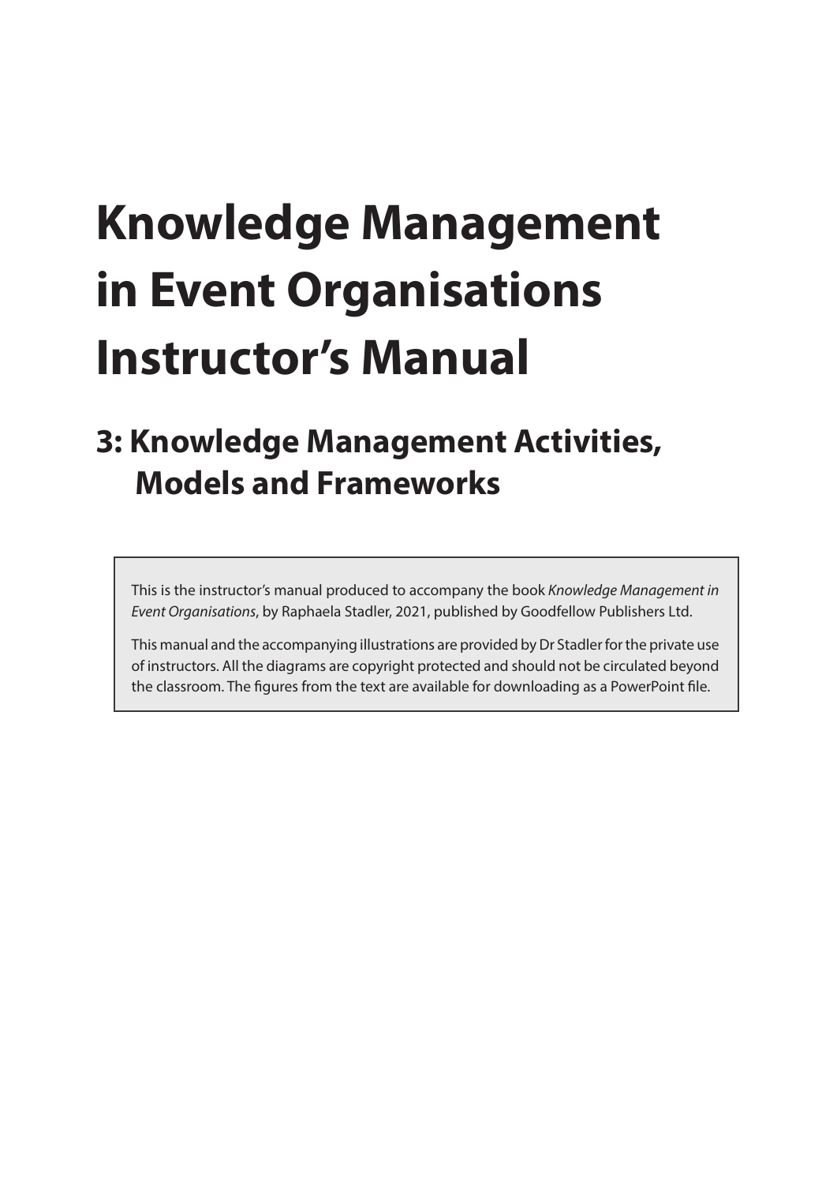# Knowledge Management in Event Organisations Instructor's Manual

## 3: Knowledge Management Activities, Models and Frameworks

This is the instructor's manual produced to accompany the book *Knowledge Management in Event Organisations*, by Raphaela Stadler, 2021, published by Goodfellow Publishers Ltd.

This manual and the accompanying illustrations are provided by Dr Stadler for the private use of instructors. All the diagrams are copyright protected and should not be circulated beyond the classroom. The figures from the text are available for downloading as a PowerPoint file.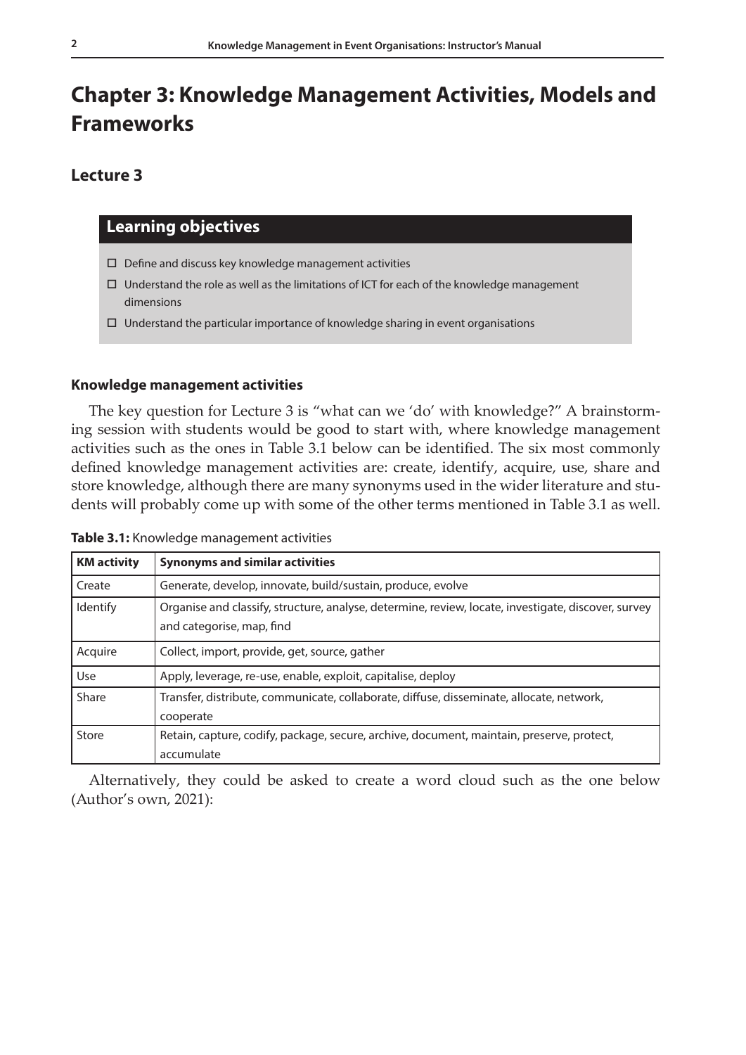# Chapter 3: Knowledge Management Activities, Models and Frameworks

## Lecture 3

### Learning objectives

- ☐ Define and discuss key knowledge management activities
- ☐ Understand the role as well as the limitations of ICT for each of the knowledge management dimensions
- ☐ Understand the particular importance of knowledge sharing in event organisations

#### Knowledge management activities

The key question for Lecture 3 is "what can we 'do' with knowledge?" A brainstorming session with students would be good to start with, where knowledge management activities such as the ones in Table 3.1 below can be identified. The six most commonly defined knowledge management activities are: create, identify, acquire, use, share and store knowledge, although there are many synonyms used in the wider literature and students will probably come up with some of the other terms mentioned in Table 3.1 as well.

**Table 3.1:** Knowledge management activities

| KM activity | Synonyms and similar activities |
|---|---|
| Create | Generate, develop, innovate, build/sustain, produce, evolve |
| Identify | Organise and classify, structure, analyse, determine, review, locate, investigate, discover, survey and categorise, map, find |
| Acquire | Collect, import, provide, get, source, gather |
| Use | Apply, leverage, re-use, enable, exploit, capitalise, deploy |
| Share | Transfer, distribute, communicate, collaborate, diffuse, disseminate, allocate, network, cooperate |
| Store | Retain, capture, codify, package, secure, archive, document, maintain, preserve, protect, accumulate |

Alternatively, they could be asked to create a word cloud such as the one below (Author's own, 2021):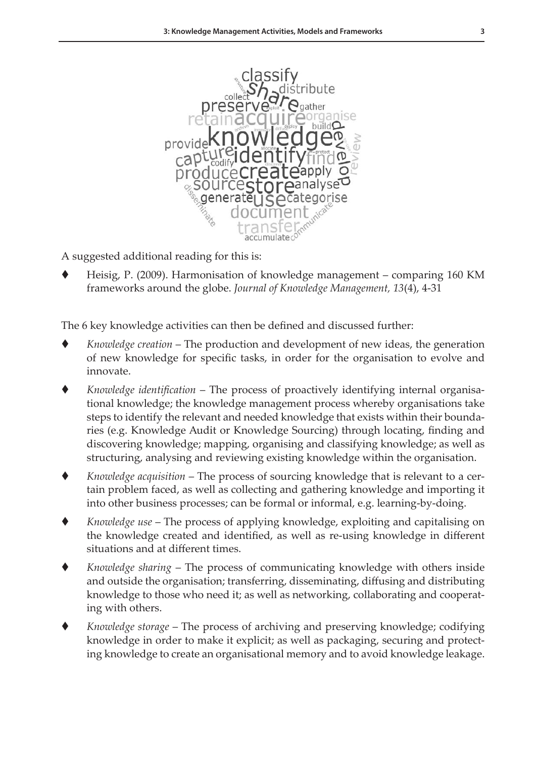A suggested additional reading for this is:

- Heisig, P. (2009). Harmonisation of knowledge management – comparing 160 KM frameworks around the globe. *Journal of Knowledge Management, 13*(4), 4-31

The 6 key knowledge activities can then be defined and discussed further:

- *Knowledge creation* – The production and development of new ideas, the generation of new knowledge for specific tasks, in order for the organisation to evolve and innovate.
- *Knowledge identification* – The process of proactively identifying internal organisational knowledge; the knowledge management process whereby organisations take steps to identify the relevant and needed knowledge that exists within their boundaries (e.g. Knowledge Audit or Knowledge Sourcing) through locating, finding and discovering knowledge; mapping, organising and classifying knowledge; as well as structuring, analysing and reviewing existing knowledge within the organisation.
- *Knowledge acquisition* – The process of sourcing knowledge that is relevant to a certain problem faced, as well as collecting and gathering knowledge and importing it into other business processes; can be formal or informal, e.g. learning-by-doing.
- *Knowledge use* – The process of applying knowledge, exploiting and capitalising on the knowledge created and identified, as well as re-using knowledge in different situations and at different times.
- *Knowledge sharing* – The process of communicating knowledge with others inside and outside the organisation; transferring, disseminating, diffusing and distributing knowledge to those who need it; as well as networking, collaborating and cooperating with others.
- *Knowledge storage* – The process of archiving and preserving knowledge; codifying knowledge in order to make it explicit; as well as packaging, securing and protecting knowledge to create an organisational memory and to avoid knowledge leakage.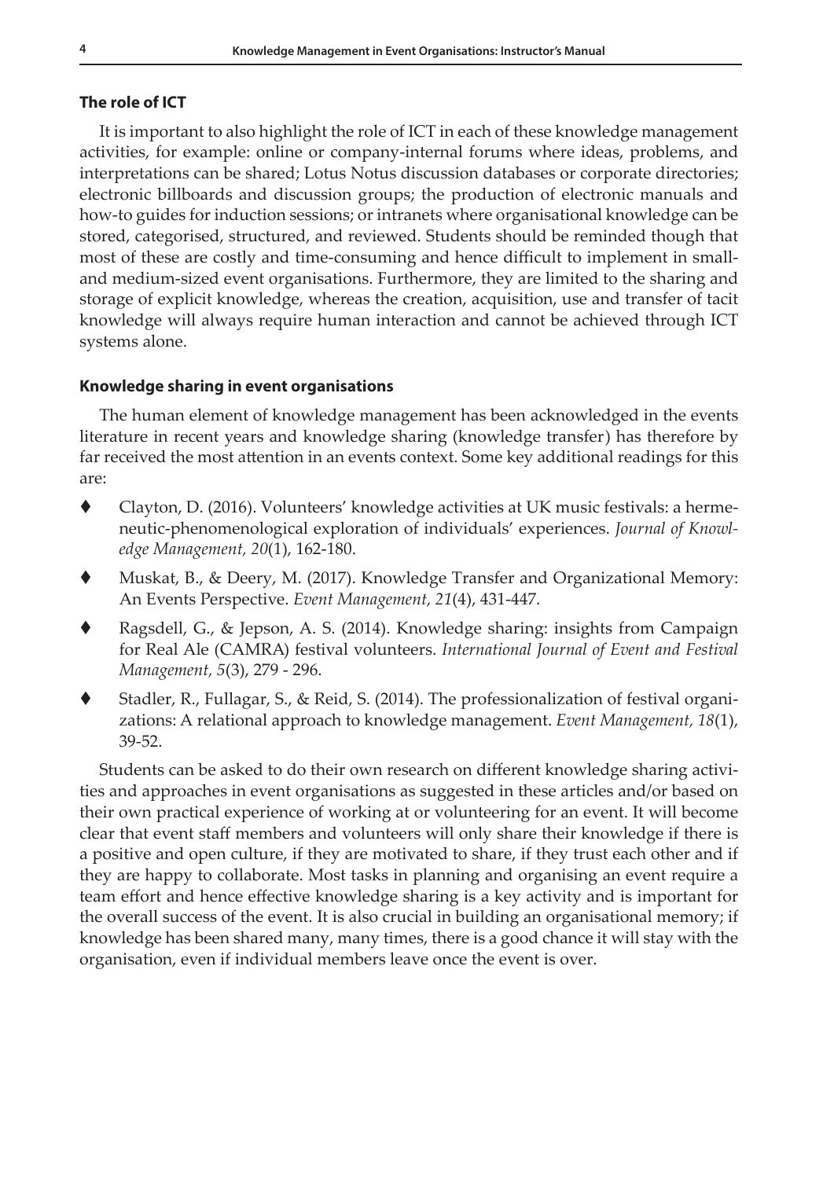### The role of ICT

It is important to also highlight the role of ICT in each of these knowledge management activities, for example: online or company-internal forums where ideas, problems, and interpretations can be shared; Lotus Notus discussion databases or corporate directories; electronic billboards and discussion groups; the production of electronic manuals and how-to guides for induction sessions; or intranets where organisational knowledge can be stored, categorised, structured, and reviewed. Students should be reminded though that most of these are costly and time-consuming and hence difficult to implement in small- and medium-sized event organisations. Furthermore, they are limited to the sharing and storage of explicit knowledge, whereas the creation, acquisition, use and transfer of tacit knowledge will always require human interaction and cannot be achieved through ICT systems alone.

### Knowledge sharing in event organisations

The human element of knowledge management has been acknowledged in the events literature in recent years and knowledge sharing (knowledge transfer) has therefore by far received the most attention in an events context. Some key additional readings for this are:

- Clayton, D. (2016). Volunteers' knowledge activities at UK music festivals: a hermeneutic-phenomenological exploration of individuals' experiences. *Journal of Knowledge Management, 20*(1), 162-180.
- Muskat, B., & Deery, M. (2017). Knowledge Transfer and Organizational Memory: An Events Perspective. *Event Management, 21*(4), 431-447.
- Ragsdell, G., & Jepson, A. S. (2014). Knowledge sharing: insights from Campaign for Real Ale (CAMRA) festival volunteers. *International Journal of Event and Festival Management, 5*(3), 279 - 296.
- Stadler, R., Fullagar, S., & Reid, S. (2014). The professionalization of festival organizations: A relational approach to knowledge management. *Event Management, 18*(1), 39-52.

Students can be asked to do their own research on different knowledge sharing activities and approaches in event organisations as suggested in these articles and/or based on their own practical experience of working at or volunteering for an event. It will become clear that event staff members and volunteers will only share their knowledge if there is a positive and open culture, if they are motivated to share, if they trust each other and if they are happy to collaborate. Most tasks in planning and organising an event require a team effort and hence effective knowledge sharing is a key activity and is important for the overall success of the event. It is also crucial in building an organisational memory; if knowledge has been shared many, many times, there is a good chance it will stay with the organisation, even if individual members leave once the event is over.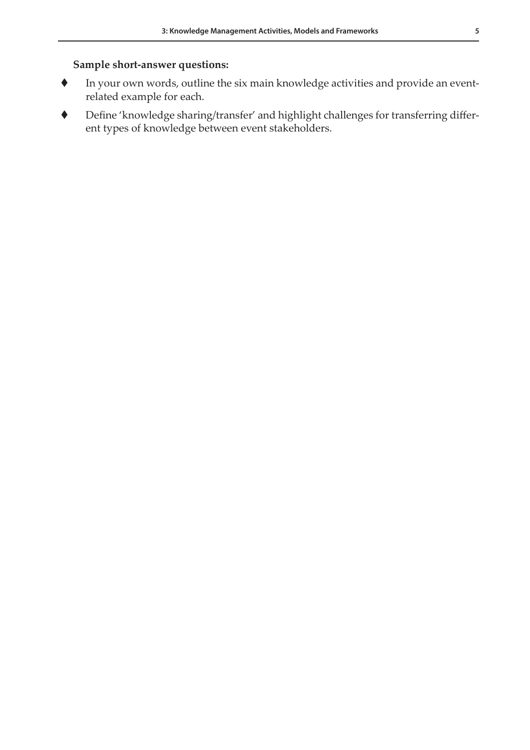**Sample short-answer questions:**

- In your own words, outline the six main knowledge activities and provide an event-related example for each.
- Define 'knowledge sharing/transfer' and highlight challenges for transferring different types of knowledge between event stakeholders.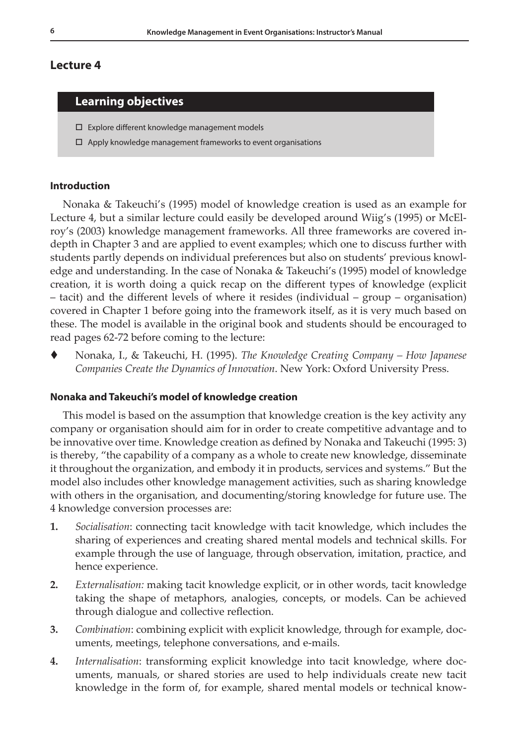## Lecture 4

### Learning objectives

- ☐ Explore different knowledge management models
- ☐ Apply knowledge management frameworks to event organisations

#### Introduction

Nonaka & Takeuchi's (1995) model of knowledge creation is used as an example for Lecture 4, but a similar lecture could easily be developed around Wiig's (1995) or McElroy's (2003) knowledge management frameworks. All three frameworks are covered in-depth in Chapter 3 and are applied to event examples; which one to discuss further with students partly depends on individual preferences but also on students' previous knowledge and understanding. In the case of Nonaka & Takeuchi's (1995) model of knowledge creation, it is worth doing a quick recap on the different types of knowledge (explicit – tacit) and the different levels of where it resides (individual – group – organisation) covered in Chapter 1 before going into the framework itself, as it is very much based on these. The model is available in the original book and students should be encouraged to read pages 62-72 before coming to the lecture:

- Nonaka, I., & Takeuchi, H. (1995). *The Knowledge Creating Company – How Japanese Companies Create the Dynamics of Innovation*. New York: Oxford University Press.

#### Nonaka and Takeuchi's model of knowledge creation

This model is based on the assumption that knowledge creation is the key activity any company or organisation should aim for in order to create competitive advantage and to be innovative over time. Knowledge creation as defined by Nonaka and Takeuchi (1995: 3) is thereby, "the capability of a company as a whole to create new knowledge, disseminate it throughout the organization, and embody it in products, services and systems." But the model also includes other knowledge management activities, such as sharing knowledge with others in the organisation, and documenting/storing knowledge for future use. The 4 knowledge conversion processes are:

1. *Socialisation*: connecting tacit knowledge with tacit knowledge, which includes the sharing of experiences and creating shared mental models and technical skills. For example through the use of language, through observation, imitation, practice, and hence experience.
2. *Externalisation:* making tacit knowledge explicit, or in other words, tacit knowledge taking the shape of metaphors, analogies, concepts, or models. Can be achieved through dialogue and collective reflection.
3. *Combination*: combining explicit with explicit knowledge, through for example, documents, meetings, telephone conversations, and e-mails.
4. *Internalisation*: transforming explicit knowledge into tacit knowledge, where documents, manuals, or shared stories are used to help individuals create new tacit knowledge in the form of, for example, shared mental models or technical know-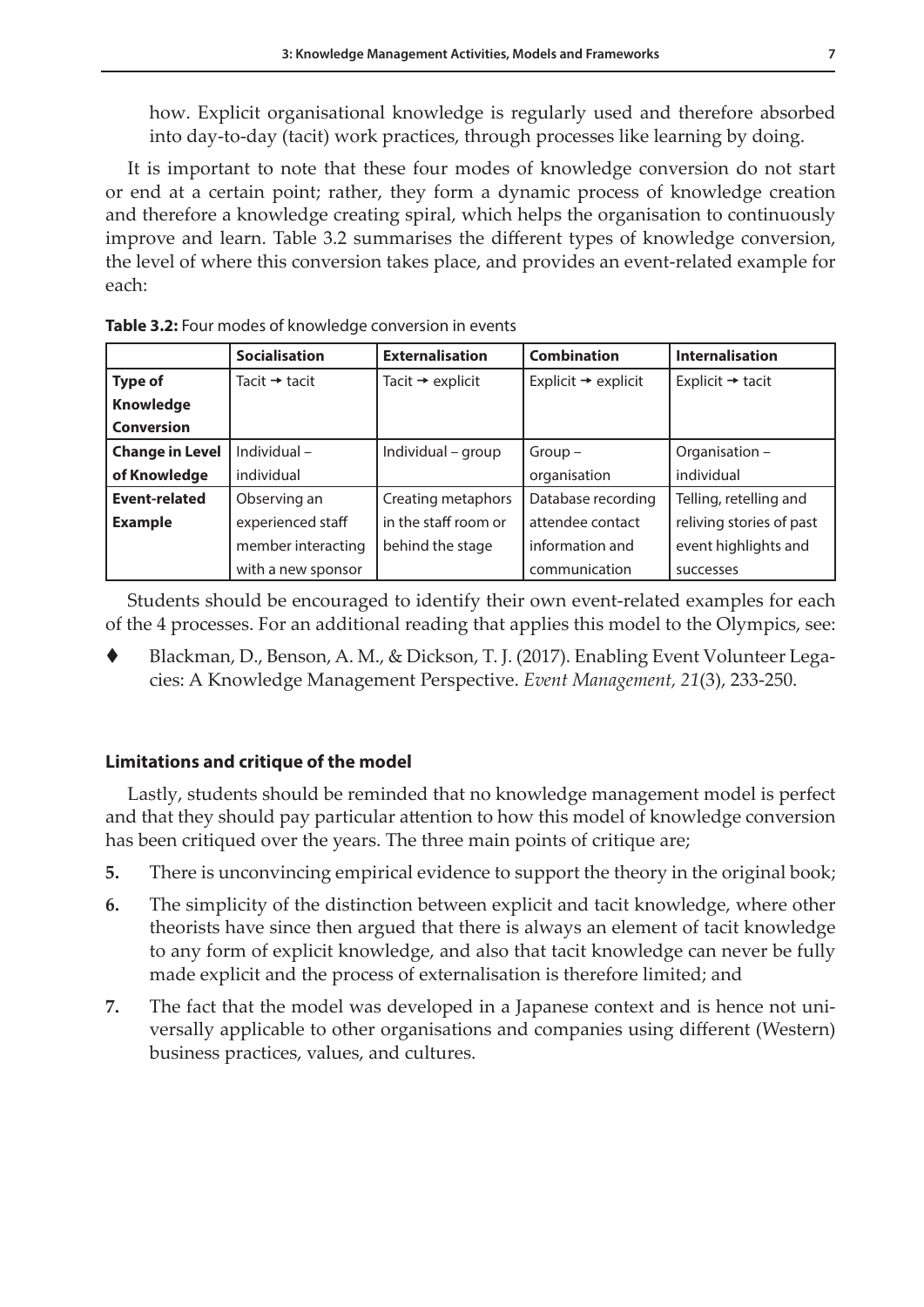how. Explicit organisational knowledge is regularly used and therefore absorbed into day-to-day (tacit) work practices, through processes like learning by doing.

It is important to note that these four modes of knowledge conversion do not start or end at a certain point; rather, they form a dynamic process of knowledge creation and therefore a knowledge creating spiral, which helps the organisation to continuously improve and learn. Table 3.2 summarises the different types of knowledge conversion, the level of where this conversion takes place, and provides an event-related example for each:

**Table 3.2:** Four modes of knowledge conversion in events

| | **Socialisation** | **Externalisation** | **Combination** | **Internalisation** |
|---|---|---|---|---|
| **Type of Knowledge Conversion** | Tacit → tacit | Tacit → explicit | Explicit → explicit | Explicit → tacit |
| **Change in Level of Knowledge** | Individual – individual | Individual – group | Group – organisation | Organisation – individual |
| **Event-related Example** | Observing an experienced staff member interacting with a new sponsor | Creating metaphors in the staff room or behind the stage | Database recording attendee contact information and communication | Telling, retelling and reliving stories of past event highlights and successes |

Students should be encouraged to identify their own event-related examples for each of the 4 processes. For an additional reading that applies this model to the Olympics, see:

- Blackman, D., Benson, A. M., & Dickson, T. J. (2017). Enabling Event Volunteer Legacies: A Knowledge Management Perspective. *Event Management, 21*(3), 233-250.

#### Limitations and critique of the model

Lastly, students should be reminded that no knowledge management model is perfect and that they should pay particular attention to how this model of knowledge conversion has been critiqued over the years. The three main points of critique are;

5. There is unconvincing empirical evidence to support the theory in the original book;
6. The simplicity of the distinction between explicit and tacit knowledge, where other theorists have since then argued that there is always an element of tacit knowledge to any form of explicit knowledge, and also that tacit knowledge can never be fully made explicit and the process of externalisation is therefore limited; and
7. The fact that the model was developed in a Japanese context and is hence not universally applicable to other organisations and companies using different (Western) business practices, values, and cultures.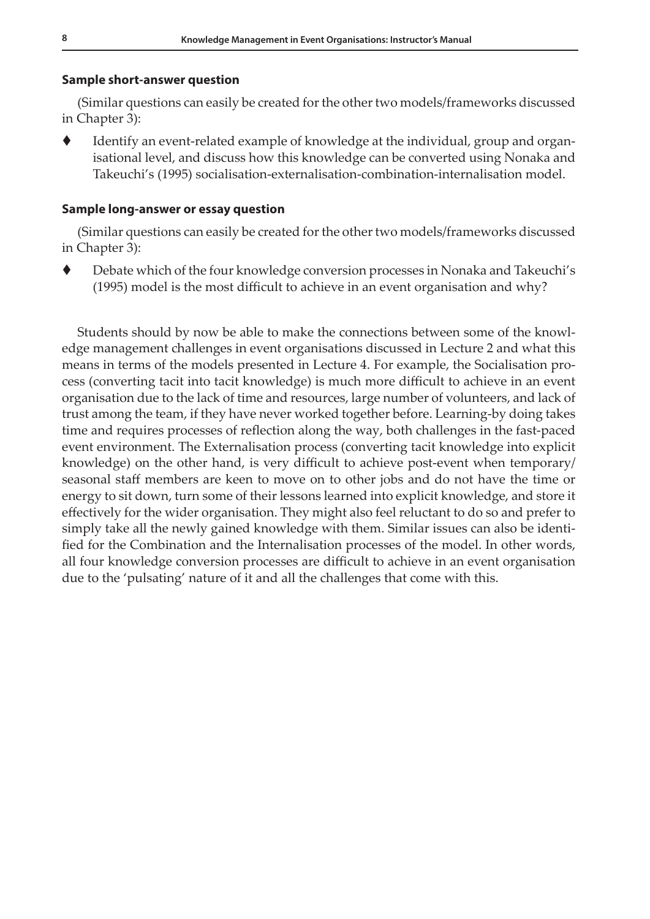### Sample short-answer question

(Similar questions can easily be created for the other two models/frameworks discussed in Chapter 3):

- Identify an event-related example of knowledge at the individual, group and organisational level, and discuss how this knowledge can be converted using Nonaka and Takeuchi's (1995) socialisation-externalisation-combination-internalisation model.

### Sample long-answer or essay question

(Similar questions can easily be created for the other two models/frameworks discussed in Chapter 3):

- Debate which of the four knowledge conversion processes in Nonaka and Takeuchi's (1995) model is the most difficult to achieve in an event organisation and why?

Students should by now be able to make the connections between some of the knowledge management challenges in event organisations discussed in Lecture 2 and what this means in terms of the models presented in Lecture 4. For example, the Socialisation process (converting tacit into tacit knowledge) is much more difficult to achieve in an event organisation due to the lack of time and resources, large number of volunteers, and lack of trust among the team, if they have never worked together before. Learning-by doing takes time and requires processes of reflection along the way, both challenges in the fast-paced event environment. The Externalisation process (converting tacit knowledge into explicit knowledge) on the other hand, is very difficult to achieve post-event when temporary/seasonal staff members are keen to move on to other jobs and do not have the time or energy to sit down, turn some of their lessons learned into explicit knowledge, and store it effectively for the wider organisation. They might also feel reluctant to do so and prefer to simply take all the newly gained knowledge with them. Similar issues can also be identified for the Combination and the Internalisation processes of the model. In other words, all four knowledge conversion processes are difficult to achieve in an event organisation due to the 'pulsating' nature of it and all the challenges that come with this.